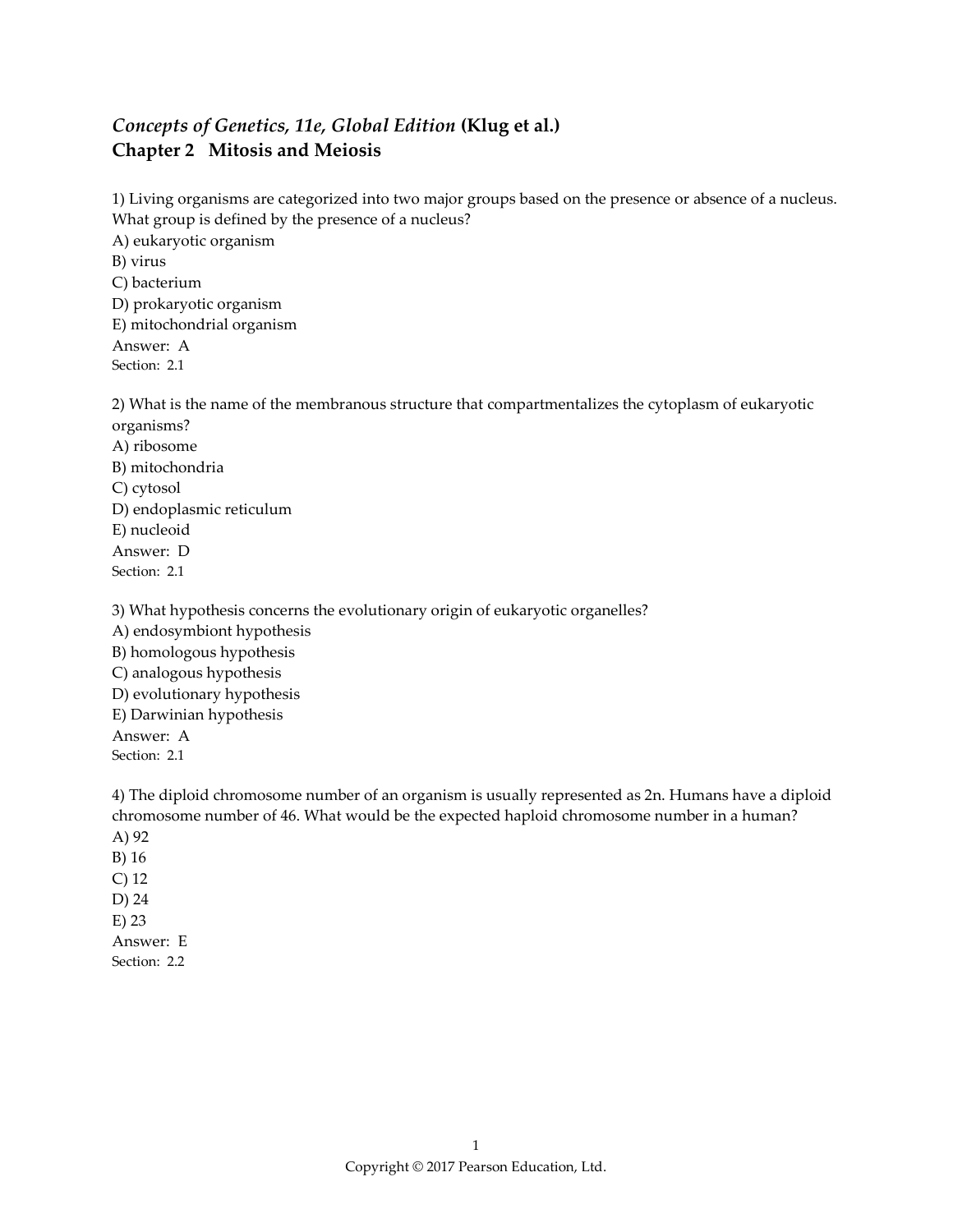## *Concepts of Genetics, 11e, Global Edition* (Klug et al.)
## Chapter 2 Mitosis and Meiosis

1) Living organisms are categorized into two major groups based on the presence or absence of a nucleus. What group is defined by the presence of a nucleus?
A) eukaryotic organism
B) virus
C) bacterium
D) prokaryotic organism
E) mitochondrial organism
Answer: A
Section: 2.1

2) What is the name of the membranous structure that compartmentalizes the cytoplasm of eukaryotic organisms?
A) ribosome
B) mitochondria
C) cytosol
D) endoplasmic reticulum
E) nucleoid
Answer: D
Section: 2.1

3) What hypothesis concerns the evolutionary origin of eukaryotic organelles?
A) endosymbiont hypothesis
B) homologous hypothesis
C) analogous hypothesis
D) evolutionary hypothesis
E) Darwinian hypothesis
Answer: A
Section: 2.1

4) The diploid chromosome number of an organism is usually represented as 2n. Humans have a diploid chromosome number of 46. What would be the expected haploid chromosome number in a human?
A) 92
B) 16
C) 12
D) 24
E) 23
Answer: E
Section: 2.2

Copyright © 2017 Pearson Education, Ltd.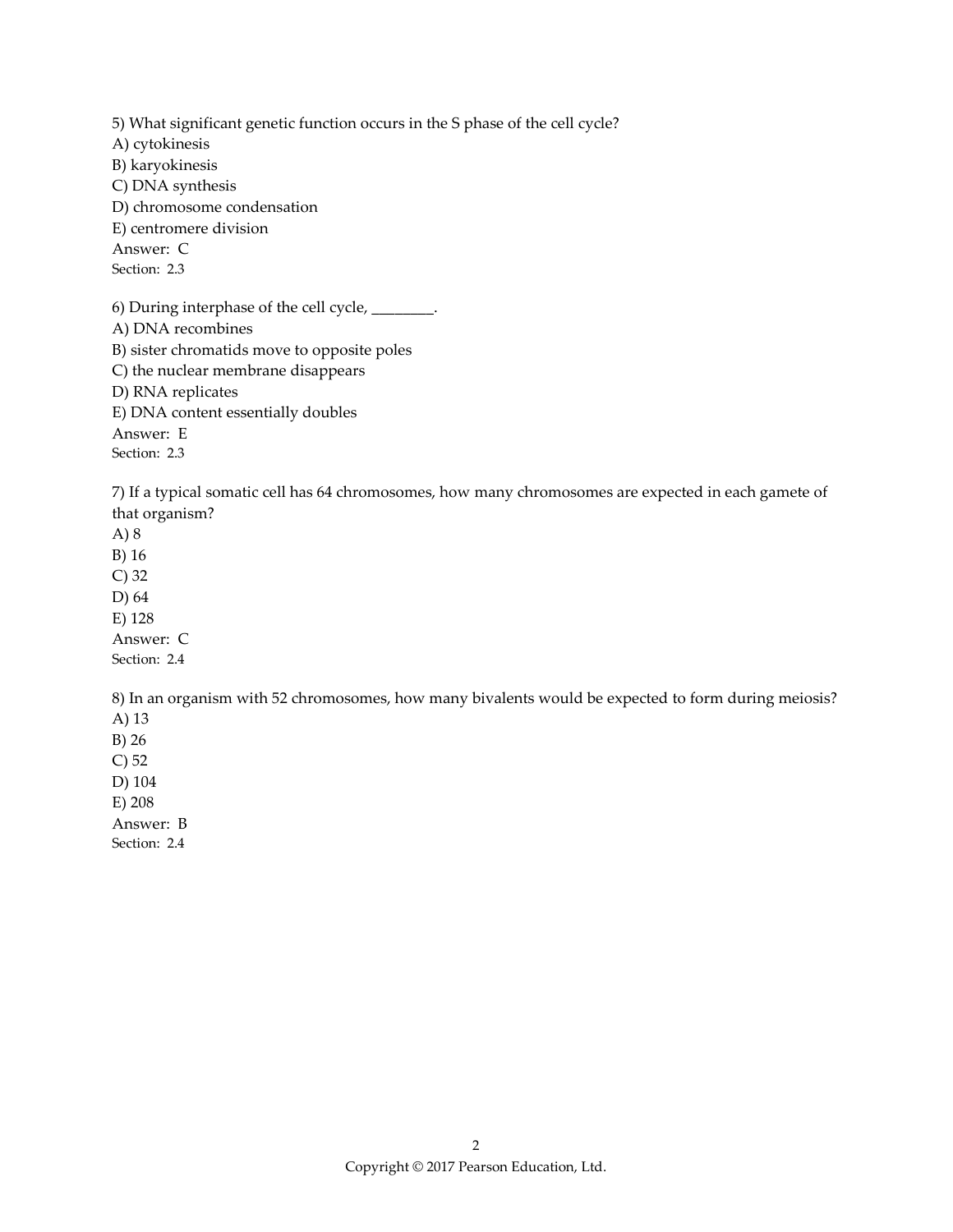5) What significant genetic function occurs in the S phase of the cell cycle?
A) cytokinesis
B) karyokinesis
C) DNA synthesis
D) chromosome condensation
E) centromere division
Answer: C
Section: 2.3

6) During interphase of the cell cycle, ________.
A) DNA recombines
B) sister chromatids move to opposite poles
C) the nuclear membrane disappears
D) RNA replicates
E) DNA content essentially doubles
Answer: E
Section: 2.3

7) If a typical somatic cell has 64 chromosomes, how many chromosomes are expected in each gamete of that organism?
A) 8
B) 16
C) 32
D) 64
E) 128
Answer: C
Section: 2.4

8) In an organism with 52 chromosomes, how many bivalents would be expected to form during meiosis?
A) 13
B) 26
C) 52
D) 104
E) 208
Answer: B
Section: 2.4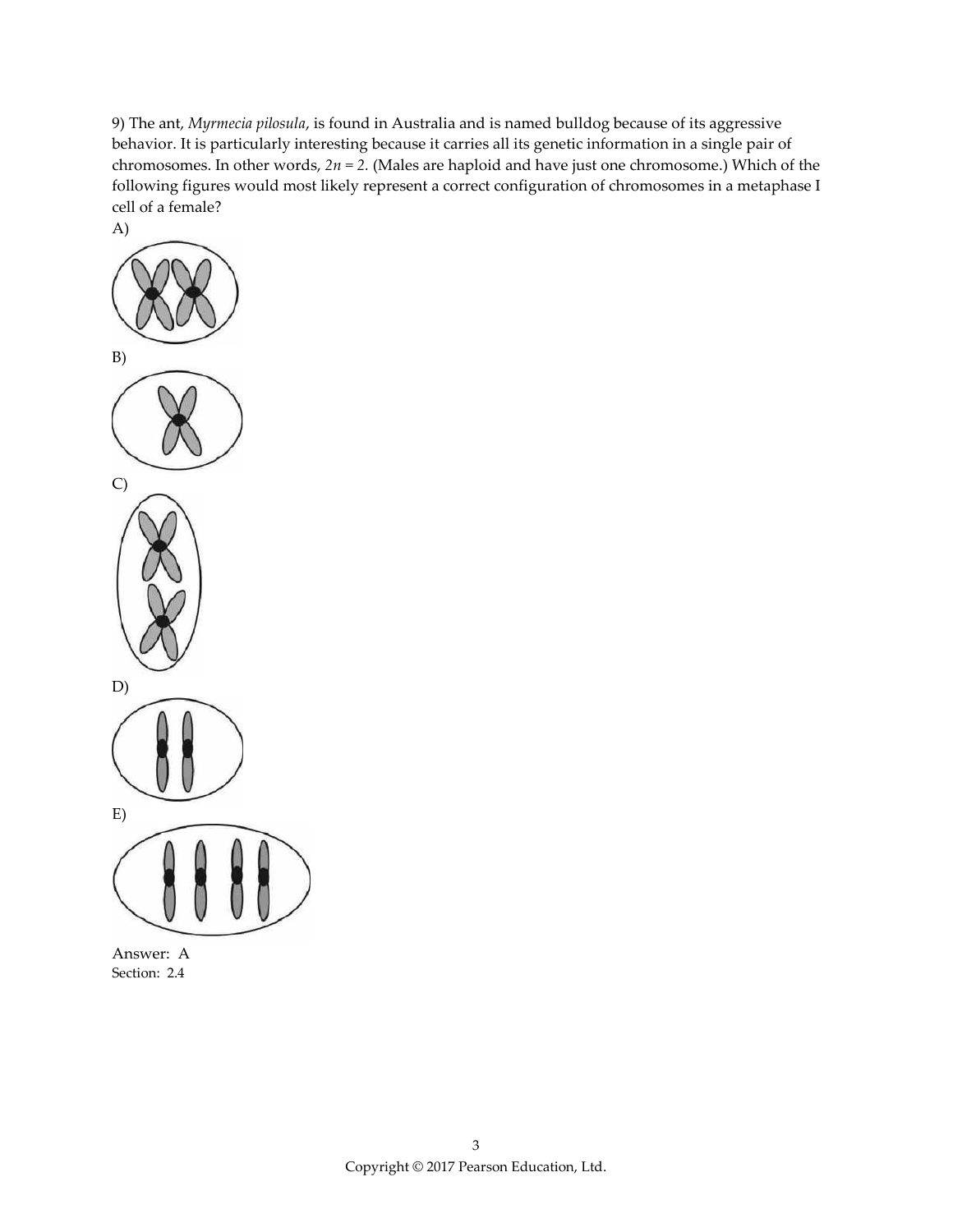9) The ant, *Myrmecia pilosula*, is found in Australia and is named bulldog because of its aggressive behavior. It is particularly interesting because it carries all its genetic information in a single pair of chromosomes. In other words, $2n = 2$. (Males are haploid and have just one chromosome.) Which of the following figures would most likely represent a correct configuration of chromosomes in a metaphase I cell of a female?

A)

B)

C)

D)

E)

Answer: A

Section: 2.4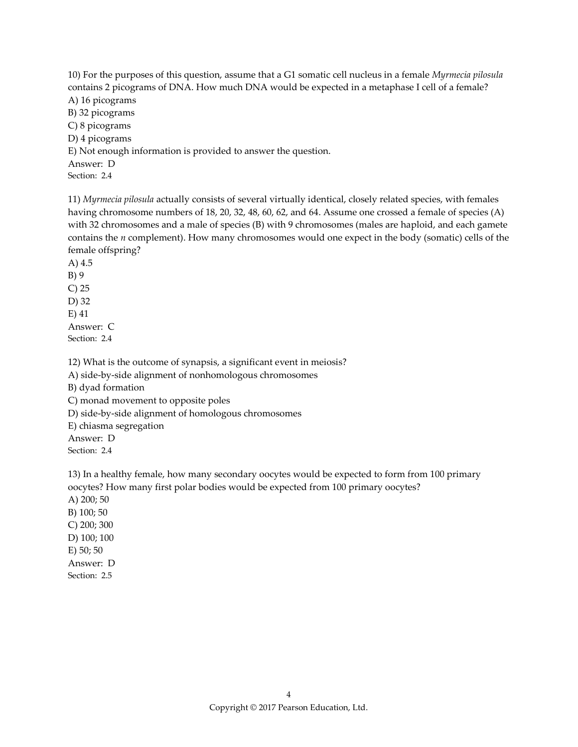10) For the purposes of this question, assume that a G1 somatic cell nucleus in a female *Myrmecia pilosula* contains 2 picograms of DNA. How much DNA would be expected in a metaphase I cell of a female?
A) 16 picograms
B) 32 picograms
C) 8 picograms
D) 4 picograms
E) Not enough information is provided to answer the question.
Answer: D
Section: 2.4

11) *Myrmecia pilosula* actually consists of several virtually identical, closely related species, with females having chromosome numbers of 18, 20, 32, 48, 60, 62, and 64. Assume one crossed a female of species (A) with 32 chromosomes and a male of species (B) with 9 chromosomes (males are haploid, and each gamete contains the *n* complement). How many chromosomes would one expect in the body (somatic) cells of the female offspring?
A) 4.5
B) 9
C) 25
D) 32
E) 41
Answer: C
Section: 2.4

12) What is the outcome of synapsis, a significant event in meiosis?
A) side-by-side alignment of nonhomologous chromosomes
B) dyad formation
C) monad movement to opposite poles
D) side-by-side alignment of homologous chromosomes
E) chiasma segregation
Answer: D
Section: 2.4

13) In a healthy female, how many secondary oocytes would be expected to form from 100 primary oocytes? How many first polar bodies would be expected from 100 primary oocytes?
A) 200; 50
B) 100; 50
C) 200; 300
D) 100; 100
E) 50; 50
Answer: D
Section: 2.5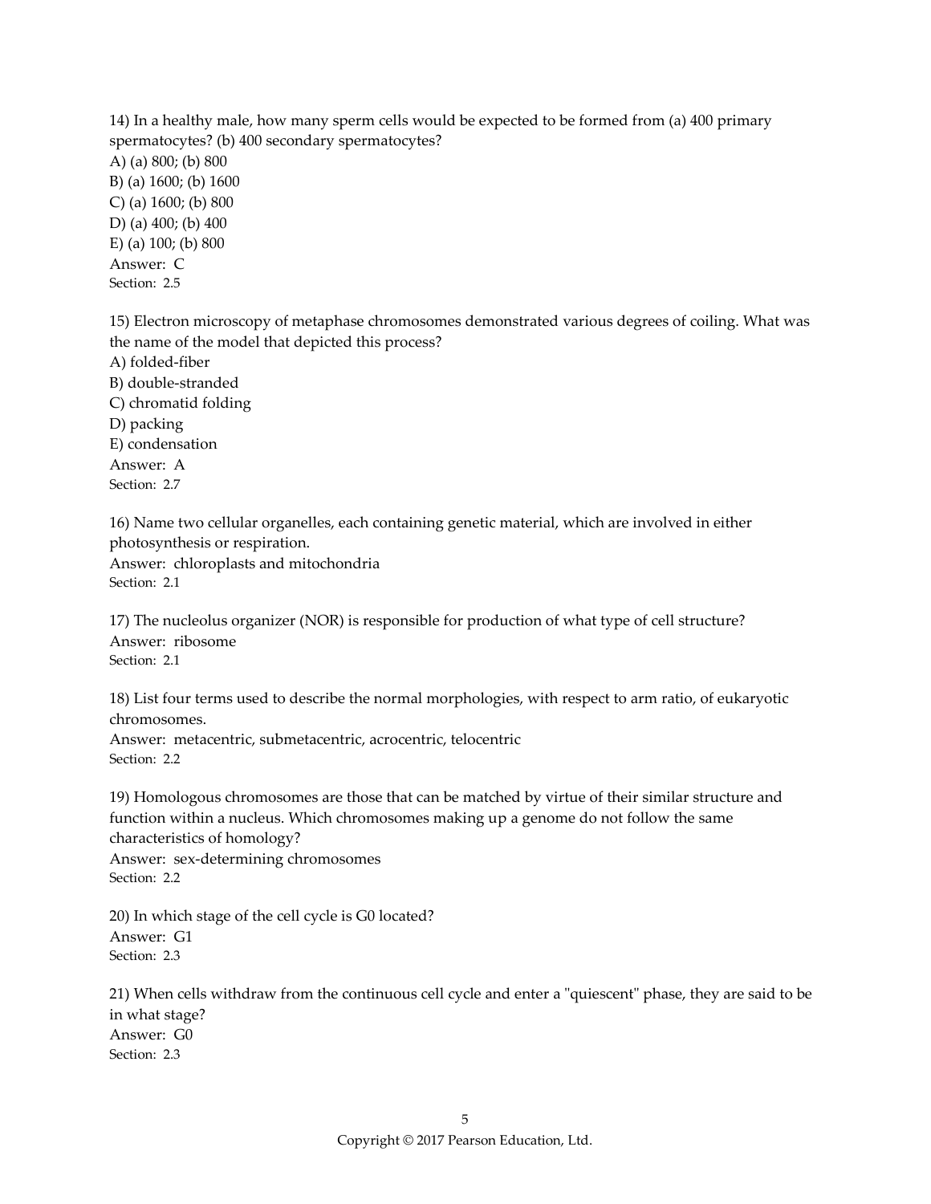14) In a healthy male, how many sperm cells would be expected to be formed from (a) 400 primary spermatocytes? (b) 400 secondary spermatocytes?

A) (a) 800; (b) 800
B) (a) 1600; (b) 1600
C) (a) 1600; (b) 800
D) (a) 400; (b) 400
E) (a) 100; (b) 800

Answer: C
Section: 2.5

15) Electron microscopy of metaphase chromosomes demonstrated various degrees of coiling. What was the name of the model that depicted this process?

A) folded-fiber
B) double-stranded
C) chromatid folding
D) packing
E) condensation

Answer: A
Section: 2.7

16) Name two cellular organelles, each containing genetic material, which are involved in either photosynthesis or respiration.

Answer: chloroplasts and mitochondria
Section: 2.1

17) The nucleolus organizer (NOR) is responsible for production of what type of cell structure?

Answer: ribosome
Section: 2.1

18) List four terms used to describe the normal morphologies, with respect to arm ratio, of eukaryotic chromosomes.

Answer: metacentric, submetacentric, acrocentric, telocentric
Section: 2.2

19) Homologous chromosomes are those that can be matched by virtue of their similar structure and function within a nucleus. Which chromosomes making up a genome do not follow the same characteristics of homology?

Answer: sex-determining chromosomes
Section: 2.2

20) In which stage of the cell cycle is G0 located?

Answer: G1
Section: 2.3

21) When cells withdraw from the continuous cell cycle and enter a "quiescent" phase, they are said to be in what stage?

Answer: G0
Section: 2.3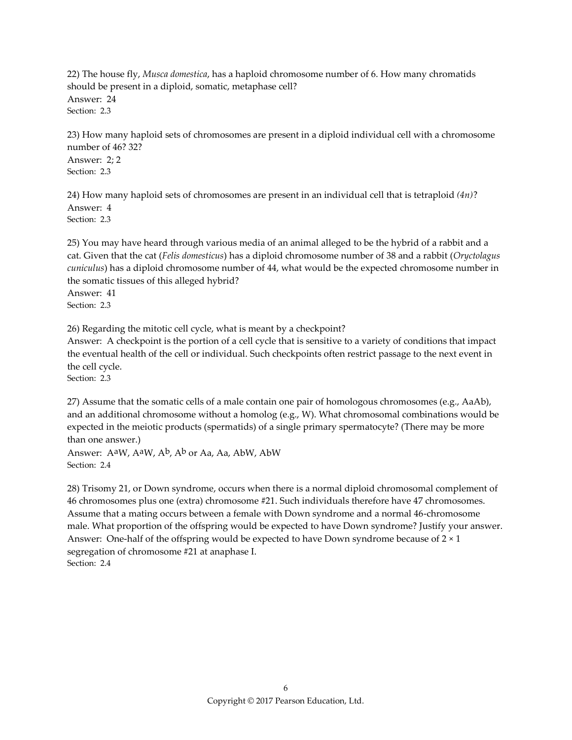22) The house fly, *Musca domestica*, has a haploid chromosome number of 6. How many chromatids should be present in a diploid, somatic, metaphase cell?
Answer: 24
Section: 2.3

23) How many haploid sets of chromosomes are present in a diploid individual cell with a chromosome number of 46? 32?
Answer: 2; 2
Section: 2.3

24) How many haploid sets of chromosomes are present in an individual cell that is tetraploid *(4n)*?
Answer: 4
Section: 2.3

25) You may have heard through various media of an animal alleged to be the hybrid of a rabbit and a cat. Given that the cat (*Felis domesticus*) has a diploid chromosome number of 38 and a rabbit (*Oryctolagus cuniculus*) has a diploid chromosome number of 44, what would be the expected chromosome number in the somatic tissues of this alleged hybrid?
Answer: 41
Section: 2.3

26) Regarding the mitotic cell cycle, what is meant by a checkpoint?
Answer: A checkpoint is the portion of a cell cycle that is sensitive to a variety of conditions that impact the eventual health of the cell or individual. Such checkpoints often restrict passage to the next event in the cell cycle.
Section: 2.3

27) Assume that the somatic cells of a male contain one pair of homologous chromosomes (e.g., AaAb), and an additional chromosome without a homolog (e.g., W). What chromosomal combinations would be expected in the meiotic products (spermatids) of a single primary spermatocyte? (There may be more than one answer.)
Answer: $A^aW$, $A^aW$, $A^b$, $A^b$ or Aa, Aa, AbW, AbW
Section: 2.4

28) Trisomy 21, or Down syndrome, occurs when there is a normal diploid chromosomal complement of 46 chromosomes plus one (extra) chromosome #21. Such individuals therefore have 47 chromosomes. Assume that a mating occurs between a female with Down syndrome and a normal 46-chromosome male. What proportion of the offspring would be expected to have Down syndrome? Justify your answer.
Answer: One-half of the offspring would be expected to have Down syndrome because of $2 \times 1$ segregation of chromosome #21 at anaphase I.
Section: 2.4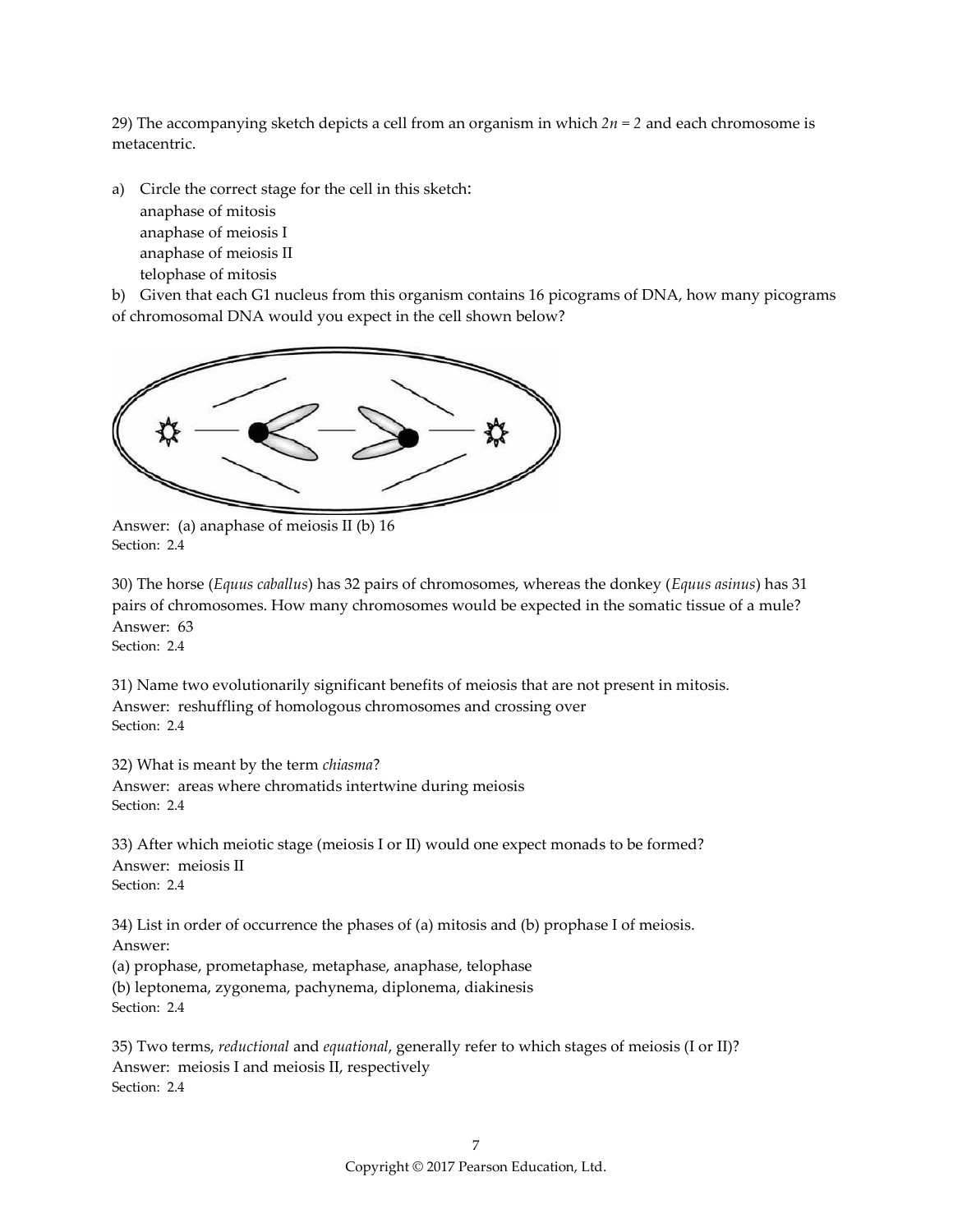29) The accompanying sketch depicts a cell from an organism in which $2n = 2$ and each chromosome is metacentric.

a) Circle the correct stage for the cell in this sketch:
   anaphase of mitosis
   anaphase of meiosis I
   anaphase of meiosis II
   telophase of mitosis

b) Given that each G1 nucleus from this organism contains 16 picograms of DNA, how many picograms of chromosomal DNA would you expect in the cell shown below?

Answer: (a) anaphase of meiosis II (b) 16
Section: 2.4

30) The horse (*Equus caballus*) has 32 pairs of chromosomes, whereas the donkey (*Equus asinus*) has 31 pairs of chromosomes. How many chromosomes would be expected in the somatic tissue of a mule?
Answer: 63
Section: 2.4

31) Name two evolutionarily significant benefits of meiosis that are not present in mitosis.
Answer: reshuffling of homologous chromosomes and crossing over
Section: 2.4

32) What is meant by the term *chiasma*?
Answer: areas where chromatids intertwine during meiosis
Section: 2.4

33) After which meiotic stage (meiosis I or II) would one expect monads to be formed?
Answer: meiosis II
Section: 2.4

34) List in order of occurrence the phases of (a) mitosis and (b) prophase I of meiosis.
Answer:
(a) prophase, prometaphase, metaphase, anaphase, telophase
(b) leptonema, zygonema, pachynema, diplonema, diakinesis
Section: 2.4

35) Two terms, *reductional* and *equational*, generally refer to which stages of meiosis (I or II)?
Answer: meiosis I and meiosis II, respectively
Section: 2.4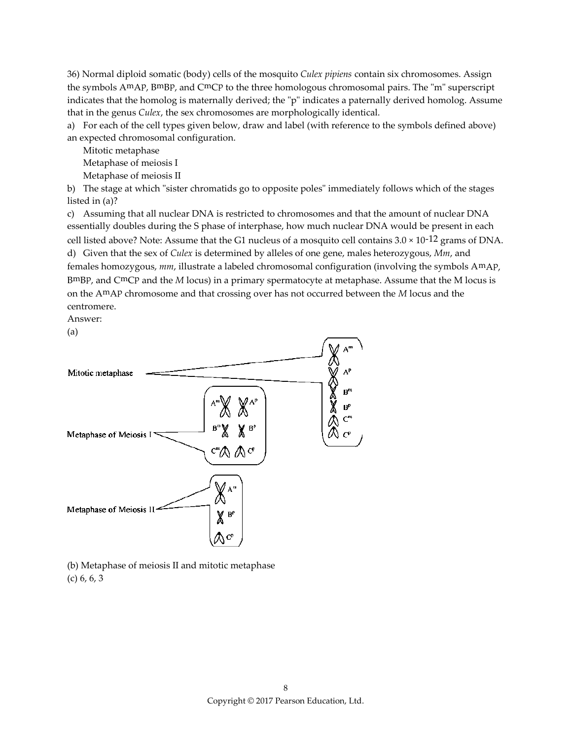36) Normal diploid somatic (body) cells of the mosquito *Culex pipiens* contain six chromosomes. Assign the symbols $A^mA^p$, $B^mB^p$, and $C^mC^p$ to the three homologous chromosomal pairs. The "m" superscript indicates that the homolog is maternally derived; the "p" indicates a paternally derived homolog. Assume that in the genus *Culex*, the sex chromosomes are morphologically identical.

a) For each of the cell types given below, draw and label (with reference to the symbols defined above) an expected chromosomal configuration.

Mitotic metaphase

Metaphase of meiosis I

Metaphase of meiosis II

b) The stage at which "sister chromatids go to opposite poles" immediately follows which of the stages listed in (a)?

c) Assuming that all nuclear DNA is restricted to chromosomes and that the amount of nuclear DNA essentially doubles during the S phase of interphase, how much nuclear DNA would be present in each cell listed above? Note: Assume that the G1 nucleus of a mosquito cell contains $3.0 \times 10^{-12}$ grams of DNA.

d) Given that the sex of *Culex* is determined by alleles of one gene, males heterozygous, *Mm*, and females homozygous, *mm*, illustrate a labeled chromosomal configuration (involving the symbols $A^mA^p$, $B^mB^p$, and $C^mC^p$ and the *M* locus) in a primary spermatocyte at metaphase. Assume that the M locus is on the $A^mA^p$ chromosome and that crossing over has not occurred between the *M* locus and the centromere.

Answer:

(a)

Mitotic metaphase: $A^m$, $A^p$, $B^m$, $B^p$, $C^m$, $C^p$

Metaphase of Meiosis I: $A^m$ $A^p$, $B^m$ $B^p$, $C^m$ $C^p$

Metaphase of Meiosis II: $A^m$, $B^p$, $C^p$

(b) Metaphase of meiosis II and mitotic metaphase

(c) 6, 6, 3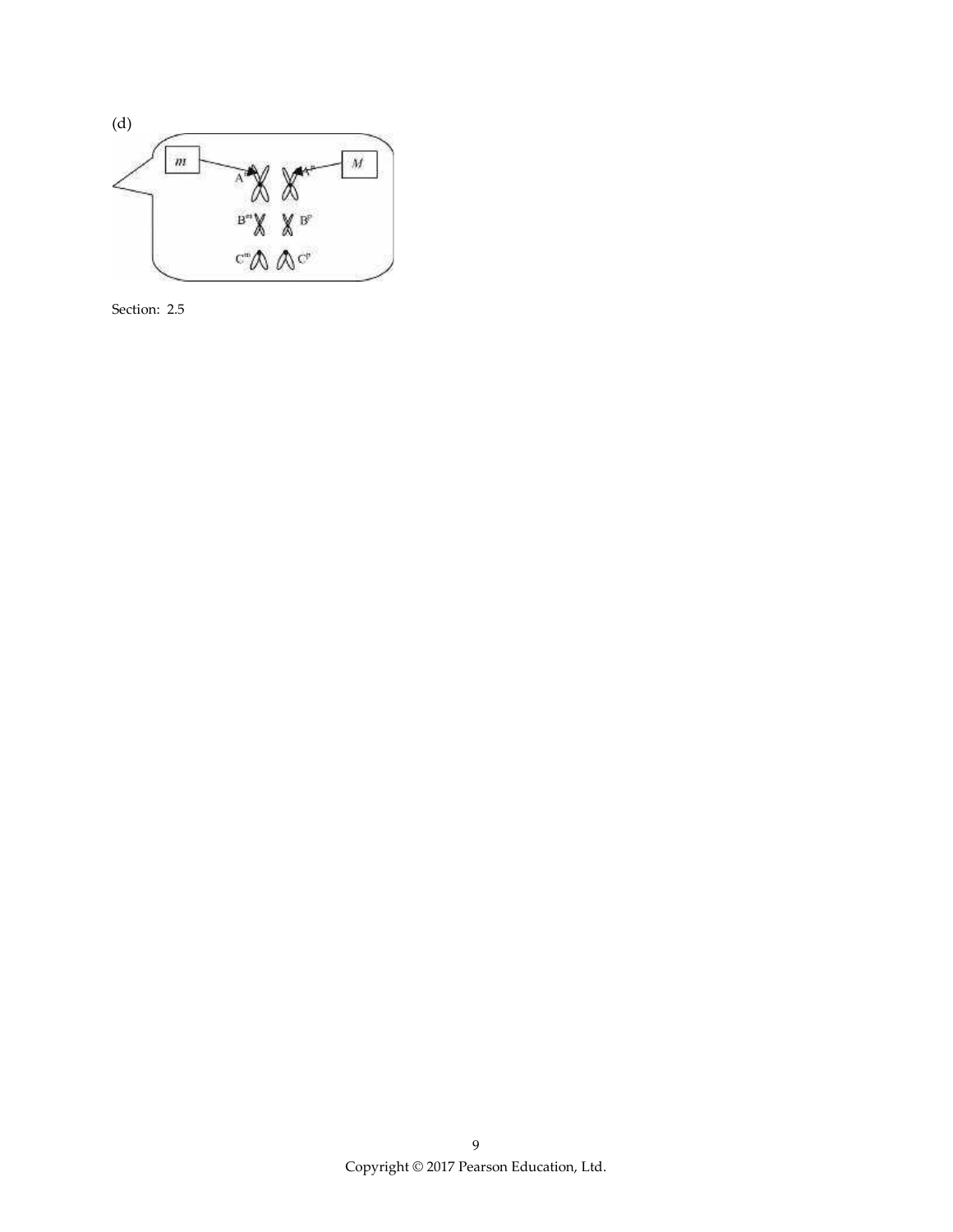(d)

Section: 2.5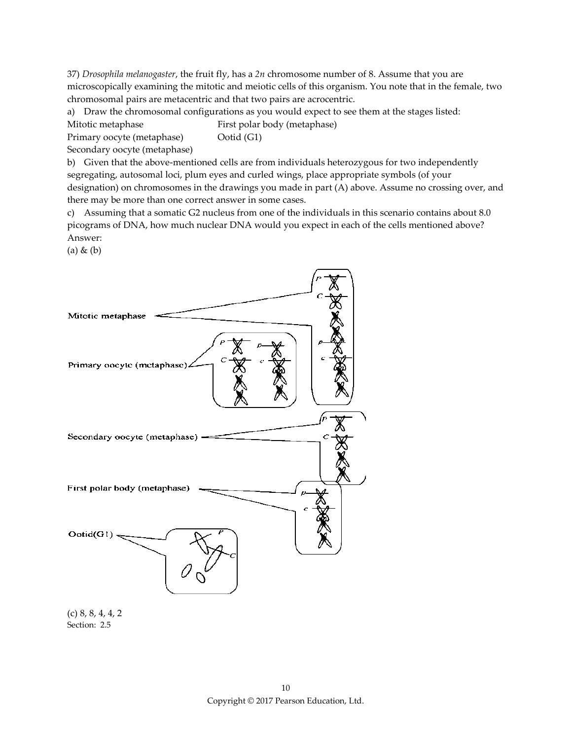37) *Drosophila melanogaster*, the fruit fly, has a *2n* chromosome number of 8. Assume that you are microscopically examining the mitotic and meiotic cells of this organism. You note that in the female, two chromosomal pairs are metacentric and that two pairs are acrocentric.

a) Draw the chromosomal configurations as you would expect to see them at the stages listed:

Mitotic metaphase | First polar body (metaphase)
Primary oocyte (metaphase) | Ootid (G1)
Secondary oocyte (metaphase)

b) Given that the above-mentioned cells are from individuals heterozygous for two independently segregating, autosomal loci, plum eyes and curled wings, place appropriate symbols (of your designation) on chromosomes in the drawings you made in part (A) above. Assume no crossing over, and there may be more than one correct answer in some cases.

c) Assuming that a somatic G2 nucleus from one of the individuals in this scenario contains about 8.0 picograms of DNA, how much nuclear DNA would you expect in each of the cells mentioned above?

Answer:

(a) & (b)

Mitotic metaphase

Primary oocyte (metaphase)

Secondary oocyte (metaphase)

First polar body (metaphase)

Ootid(G1)

(c) 8, 8, 4, 4, 2

Section: 2.5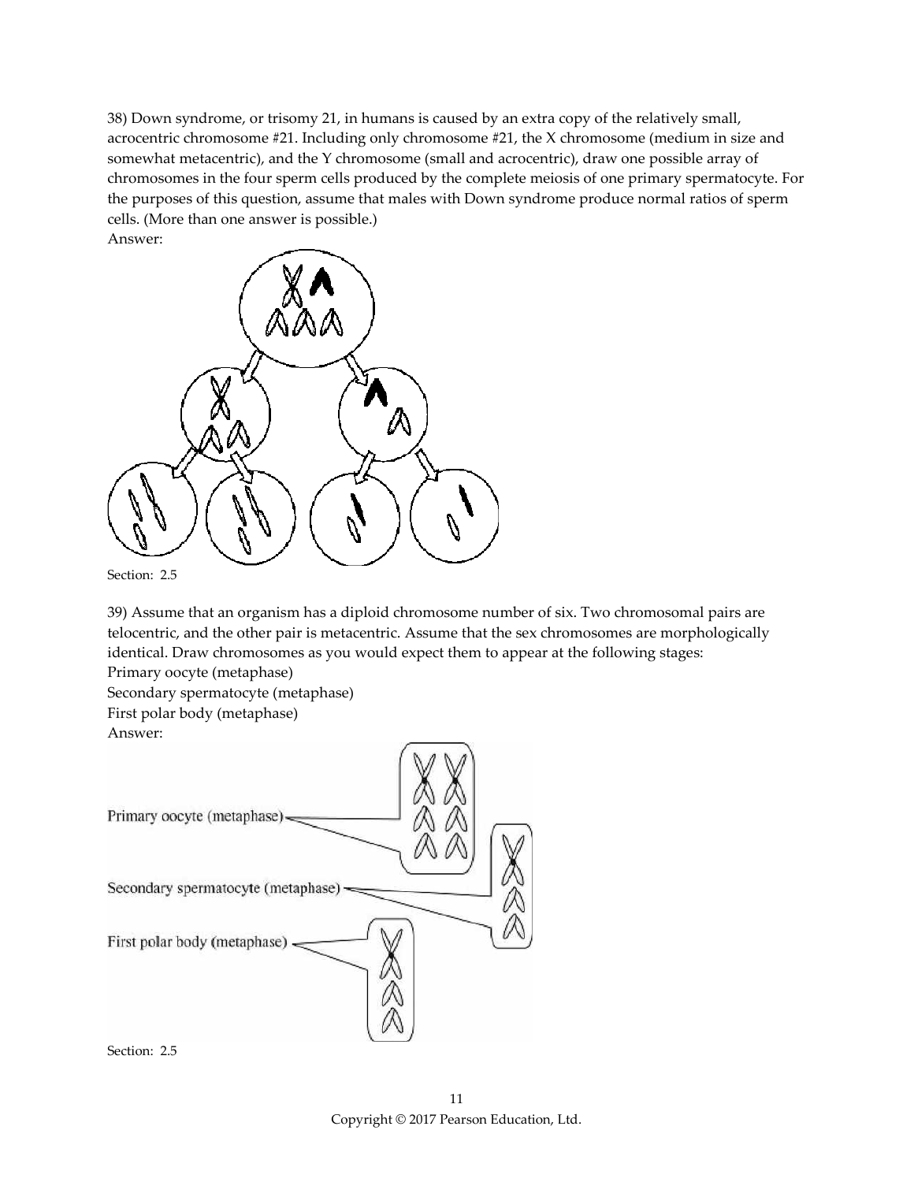38) Down syndrome, or trisomy 21, in humans is caused by an extra copy of the relatively small, acrocentric chromosome #21. Including only chromosome #21, the X chromosome (medium in size and somewhat metacentric), and the Y chromosome (small and acrocentric), draw one possible array of chromosomes in the four sperm cells produced by the complete meiosis of one primary spermatocyte. For the purposes of this question, assume that males with Down syndrome produce normal ratios of sperm cells. (More than one answer is possible.)

Answer:

Section: 2.5

39) Assume that an organism has a diploid chromosome number of six. Two chromosomal pairs are telocentric, and the other pair is metacentric. Assume that the sex chromosomes are morphologically identical. Draw chromosomes as you would expect them to appear at the following stages:

Primary oocyte (metaphase)

Secondary spermatocyte (metaphase)

First polar body (metaphase)

Answer:

Primary oocyte (metaphase)

Secondary spermatocyte (metaphase)

First polar body (metaphase)

Section: 2.5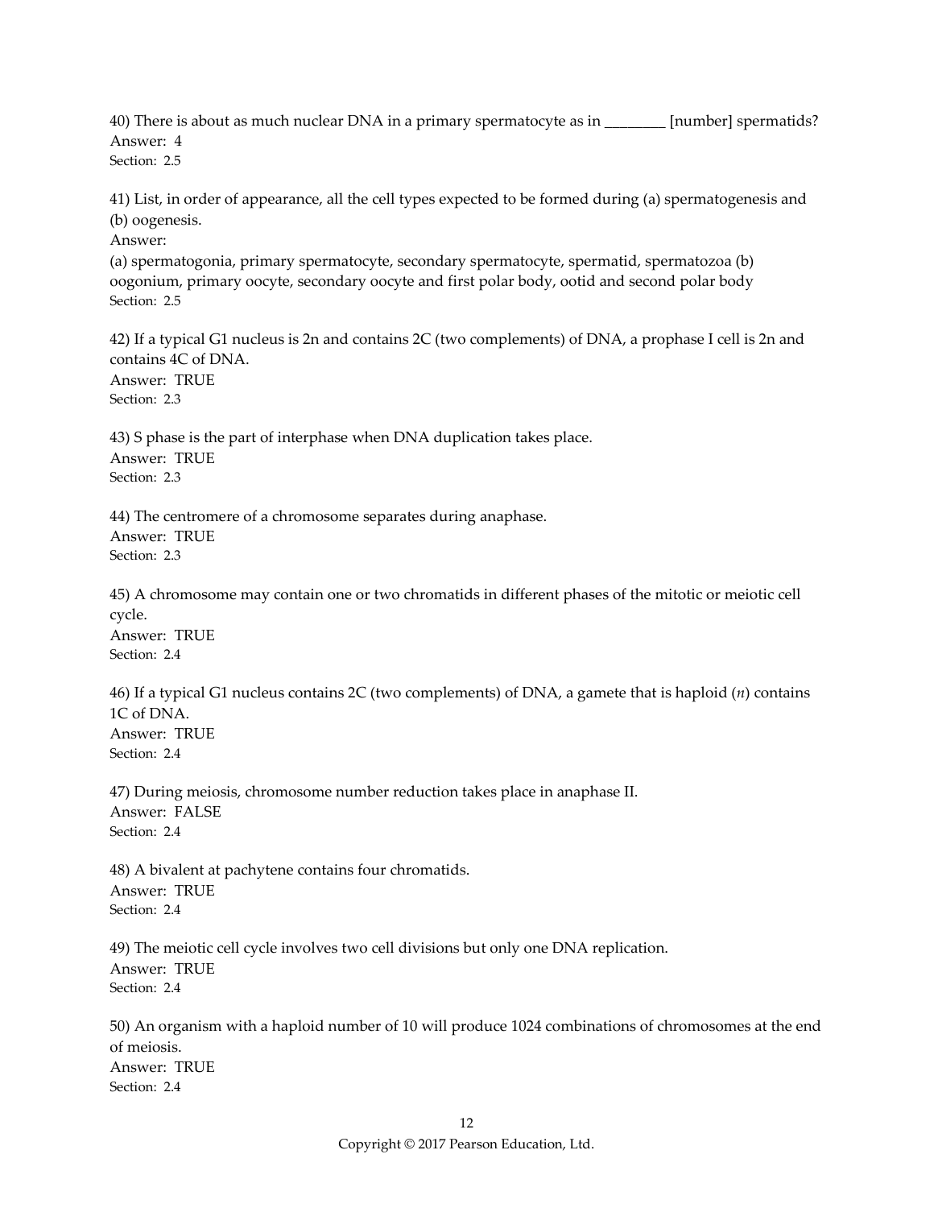40) There is about as much nuclear DNA in a primary spermatocyte as in ________ [number] spermatids?
Answer: 4
Section: 2.5

41) List, in order of appearance, all the cell types expected to be formed during (a) spermatogenesis and (b) oogenesis.
Answer:
(a) spermatogonia, primary spermatocyte, secondary spermatocyte, spermatid, spermatozoa (b) oogonium, primary oocyte, secondary oocyte and first polar body, ootid and second polar body
Section: 2.5

42) If a typical G1 nucleus is 2n and contains 2C (two complements) of DNA, a prophase I cell is 2n and contains 4C of DNA.
Answer: TRUE
Section: 2.3

43) S phase is the part of interphase when DNA duplication takes place.
Answer: TRUE
Section: 2.3

44) The centromere of a chromosome separates during anaphase.
Answer: TRUE
Section: 2.3

45) A chromosome may contain one or two chromatids in different phases of the mitotic or meiotic cell cycle.
Answer: TRUE
Section: 2.4

46) If a typical G1 nucleus contains 2C (two complements) of DNA, a gamete that is haploid ($n$) contains 1C of DNA.
Answer: TRUE
Section: 2.4

47) During meiosis, chromosome number reduction takes place in anaphase II.
Answer: FALSE
Section: 2.4

48) A bivalent at pachytene contains four chromatids.
Answer: TRUE
Section: 2.4

49) The meiotic cell cycle involves two cell divisions but only one DNA replication.
Answer: TRUE
Section: 2.4

50) An organism with a haploid number of 10 will produce 1024 combinations of chromosomes at the end of meiosis.
Answer: TRUE
Section: 2.4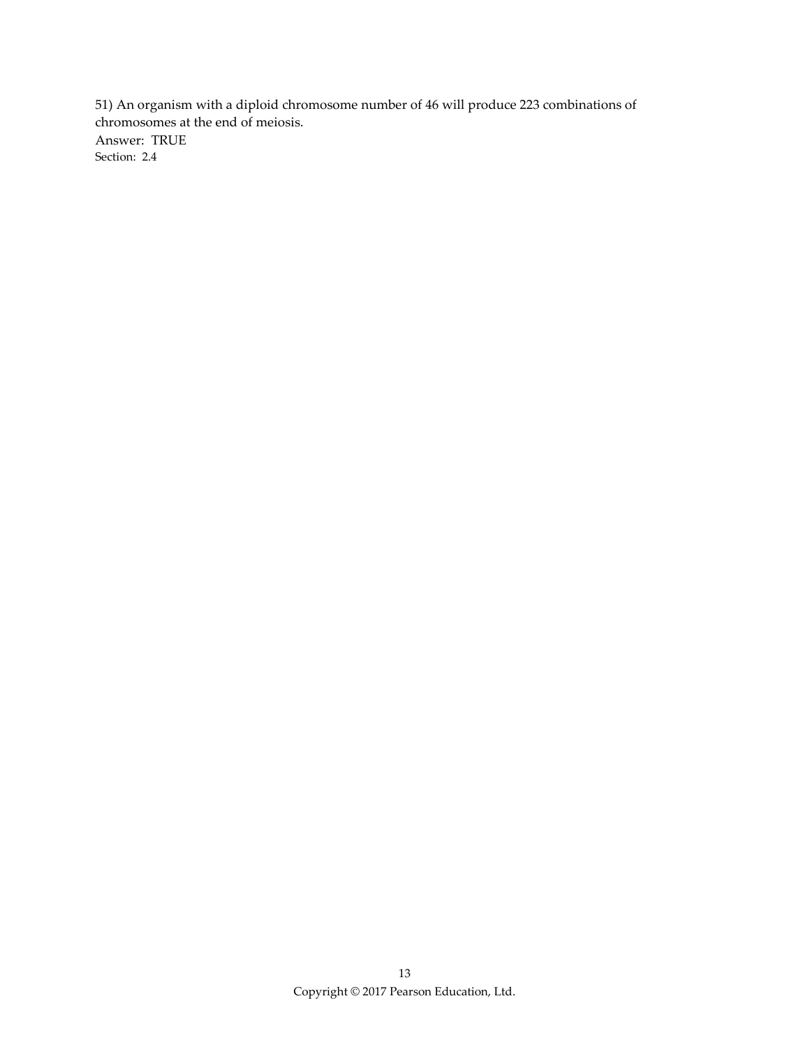51) An organism with a diploid chromosome number of 46 will produce 223 combinations of chromosomes at the end of meiosis.

Answer: TRUE

Section: 2.4